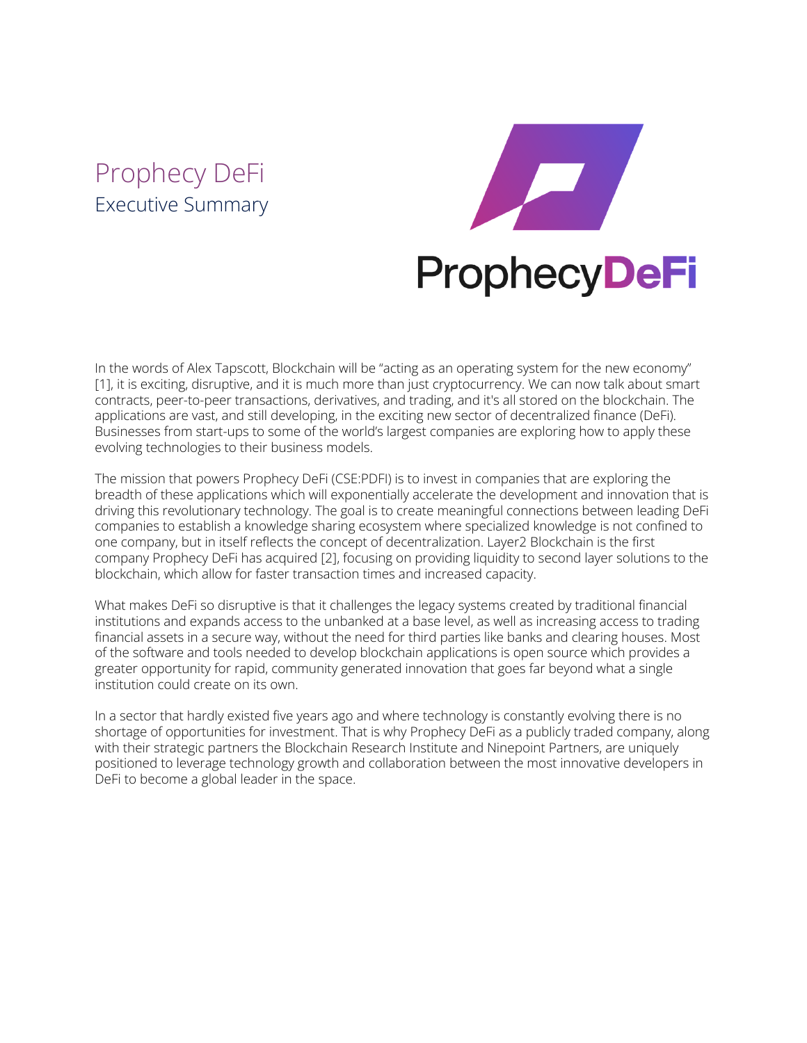# Prophecy DeFi

## Executive Summary

In the words of Alex Tapscott, Blockchain will be "acting as an operating system for the new economy" [1], it is exciting, disruptive, and it is much more than just cryptocurrency. We can now talk about smart contracts, peer-to-peer transactions, derivatives, and trading, and it's all stored on the blockchain. The applications are vast, and still developing, in the exciting new sector of decentralized finance (DeFi). Businesses from start-ups to some of the world's largest companies are exploring how to apply these evolving technologies to their business models.

The mission that powers Prophecy DeFi (CSE:PDFI) is to invest in companies that are exploring the breadth of these applications which will exponentially accelerate the development and innovation that is driving this revolutionary technology. The goal is to create meaningful connections between leading DeFi companies to establish a knowledge sharing ecosystem where specialized knowledge is not confined to one company, but in itself reflects the concept of decentralization. Layer2 Blockchain is the first company Prophecy DeFi has acquired [2], focusing on providing liquidity to second layer solutions to the blockchain, which allow for faster transaction times and increased capacity.

What makes DeFi so disruptive is that it challenges the legacy systems created by traditional financial institutions and expands access to the unbanked at a base level, as well as increasing access to trading financial assets in a secure way, without the need for third parties like banks and clearing houses. Most of the software and tools needed to develop blockchain applications is open source which provides a greater opportunity for rapid, community generated innovation that goes far beyond what a single institution could create on its own.

In a sector that hardly existed five years ago and where technology is constantly evolving there is no shortage of opportunities for investment. That is why Prophecy DeFi as a publicly traded company, along with their strategic partners the Blockchain Research Institute and Ninepoint Partners, are uniquely positioned to leverage technology growth and collaboration between the most innovative developers in DeFi to become a global leader in the space.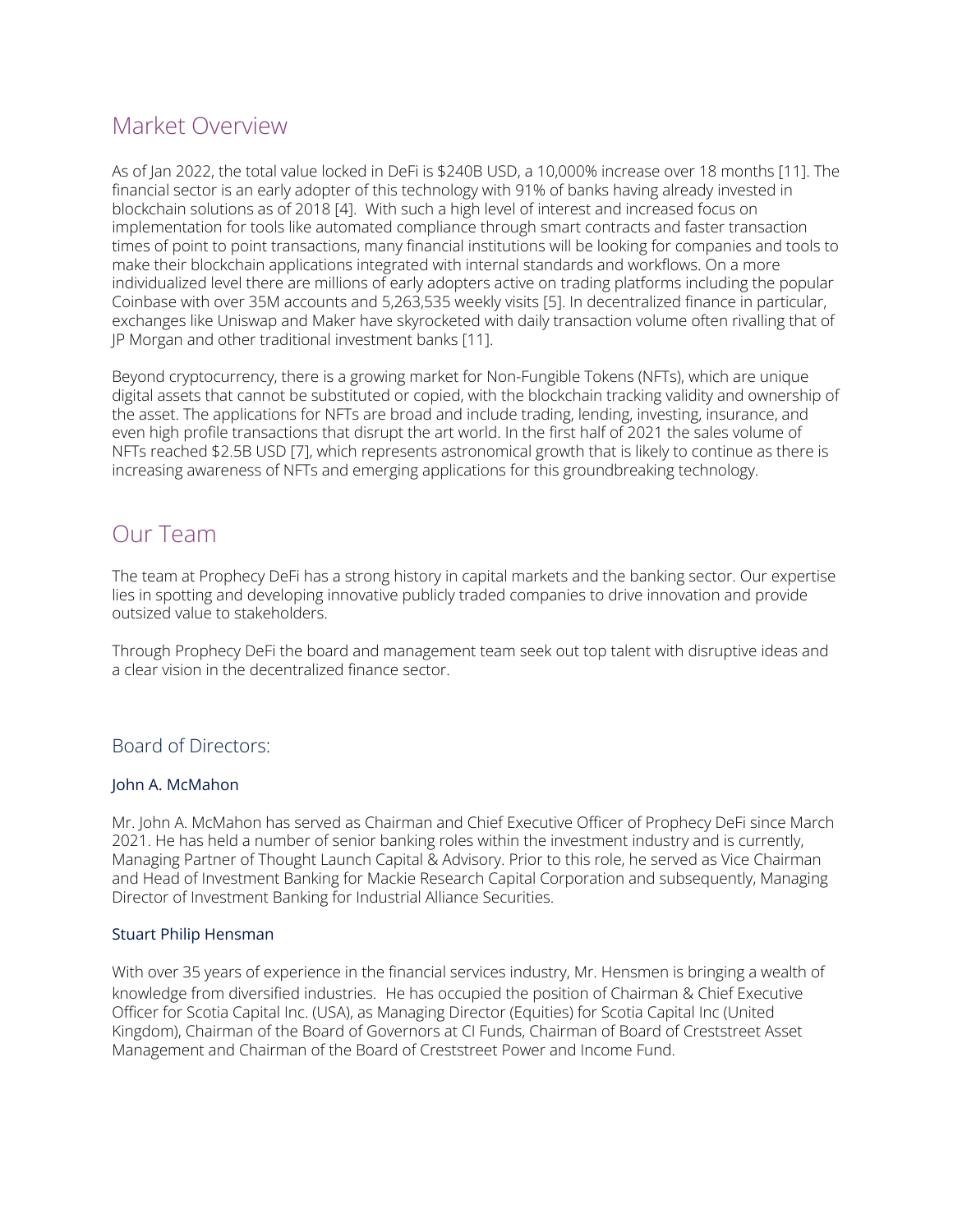## Market Overview

As of Jan 2022, the total value locked in DeFi is $240B USD, a 10,000% increase over 18 months [11]. The financial sector is an early adopter of this technology with 91% of banks having already invested in blockchain solutions as of 2018 [4]. With such a high level of interest and increased focus on implementation for tools like automated compliance through smart contracts and faster transaction times of point to point transactions, many financial institutions will be looking for companies and tools to make their blockchain applications integrated with internal standards and workflows. On a more individualized level there are millions of early adopters active on trading platforms including the popular Coinbase with over 35M accounts and 5,263,535 weekly visits [5]. In decentralized finance in particular, exchanges like Uniswap and Maker have skyrocketed with daily transaction volume often rivalling that of JP Morgan and other traditional investment banks [11].

Beyond cryptocurrency, there is a growing market for Non-Fungible Tokens (NFTs), which are unique digital assets that cannot be substituted or copied, with the blockchain tracking validity and ownership of the asset. The applications for NFTs are broad and include trading, lending, investing, insurance, and even high profile transactions that disrupt the art world. In the first half of 2021 the sales volume of NFTs reached $2.5B USD [7], which represents astronomical growth that is likely to continue as there is increasing awareness of NFTs and emerging applications for this groundbreaking technology.

## Our Team

The team at Prophecy DeFi has a strong history in capital markets and the banking sector. Our expertise lies in spotting and developing innovative publicly traded companies to drive innovation and provide outsized value to stakeholders.

Through Prophecy DeFi the board and management team seek out top talent with disruptive ideas and a clear vision in the decentralized finance sector.

### Board of Directors:

#### John A. McMahon

Mr. John A. McMahon has served as Chairman and Chief Executive Officer of Prophecy DeFi since March 2021. He has held a number of senior banking roles within the investment industry and is currently, Managing Partner of Thought Launch Capital & Advisory. Prior to this role, he served as Vice Chairman and Head of Investment Banking for Mackie Research Capital Corporation and subsequently, Managing Director of Investment Banking for Industrial Alliance Securities.

#### Stuart Philip Hensman

With over 35 years of experience in the financial services industry, Mr. Hensmen is bringing a wealth of knowledge from diversified industries. He has occupied the position of Chairman & Chief Executive Officer for Scotia Capital Inc. (USA), as Managing Director (Equities) for Scotia Capital Inc (United Kingdom), Chairman of the Board of Governors at CI Funds, Chairman of Board of Creststreet Asset Management and Chairman of the Board of Creststreet Power and Income Fund.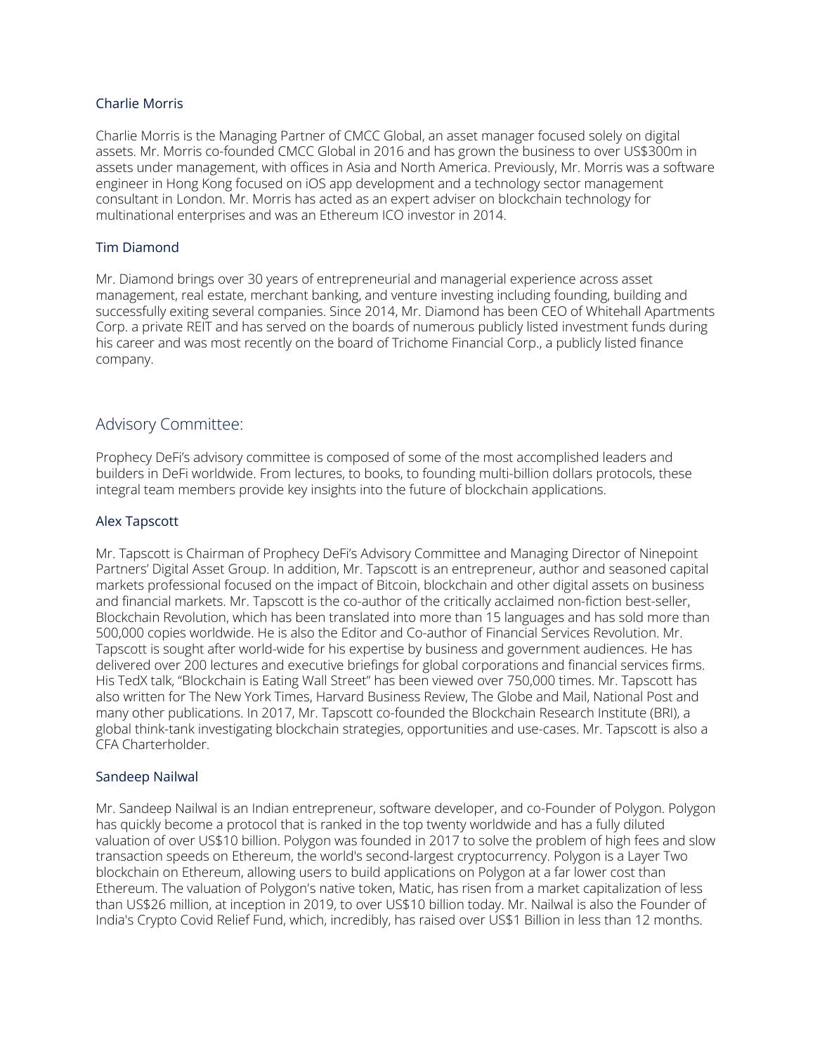### Charlie Morris

Charlie Morris is the Managing Partner of CMCC Global, an asset manager focused solely on digital assets. Mr. Morris co-founded CMCC Global in 2016 and has grown the business to over US$300m in assets under management, with offices in Asia and North America. Previously, Mr. Morris was a software engineer in Hong Kong focused on iOS app development and a technology sector management consultant in London. Mr. Morris has acted as an expert adviser on blockchain technology for multinational enterprises and was an Ethereum ICO investor in 2014.

### Tim Diamond

Mr. Diamond brings over 30 years of entrepreneurial and managerial experience across asset management, real estate, merchant banking, and venture investing including founding, building and successfully exiting several companies. Since 2014, Mr. Diamond has been CEO of Whitehall Apartments Corp. a private REIT and has served on the boards of numerous publicly listed investment funds during his career and was most recently on the board of Trichome Financial Corp., a publicly listed finance company.

## Advisory Committee:

Prophecy DeFi's advisory committee is composed of some of the most accomplished leaders and builders in DeFi worldwide. From lectures, to books, to founding multi-billion dollars protocols, these integral team members provide key insights into the future of blockchain applications.

### Alex Tapscott

Mr. Tapscott is Chairman of Prophecy DeFi's Advisory Committee and Managing Director of Ninepoint Partners' Digital Asset Group. In addition, Mr. Tapscott is an entrepreneur, author and seasoned capital markets professional focused on the impact of Bitcoin, blockchain and other digital assets on business and financial markets. Mr. Tapscott is the co-author of the critically acclaimed non-fiction best-seller, Blockchain Revolution, which has been translated into more than 15 languages and has sold more than 500,000 copies worldwide. He is also the Editor and Co-author of Financial Services Revolution. Mr. Tapscott is sought after world-wide for his expertise by business and government audiences. He has delivered over 200 lectures and executive briefings for global corporations and financial services firms. His TedX talk, "Blockchain is Eating Wall Street" has been viewed over 750,000 times. Mr. Tapscott has also written for The New York Times, Harvard Business Review, The Globe and Mail, National Post and many other publications. In 2017, Mr. Tapscott co-founded the Blockchain Research Institute (BRI), a global think-tank investigating blockchain strategies, opportunities and use-cases. Mr. Tapscott is also a CFA Charterholder.

### Sandeep Nailwal

Mr. Sandeep Nailwal is an Indian entrepreneur, software developer, and co-Founder of Polygon. Polygon has quickly become a protocol that is ranked in the top twenty worldwide and has a fully diluted valuation of over US$10 billion. Polygon was founded in 2017 to solve the problem of high fees and slow transaction speeds on Ethereum, the world's second-largest cryptocurrency. Polygon is a Layer Two blockchain on Ethereum, allowing users to build applications on Polygon at a far lower cost than Ethereum. The valuation of Polygon's native token, Matic, has risen from a market capitalization of less than US$26 million, at inception in 2019, to over US$10 billion today. Mr. Nailwal is also the Founder of India's Crypto Covid Relief Fund, which, incredibly, has raised over US$1 Billion in less than 12 months.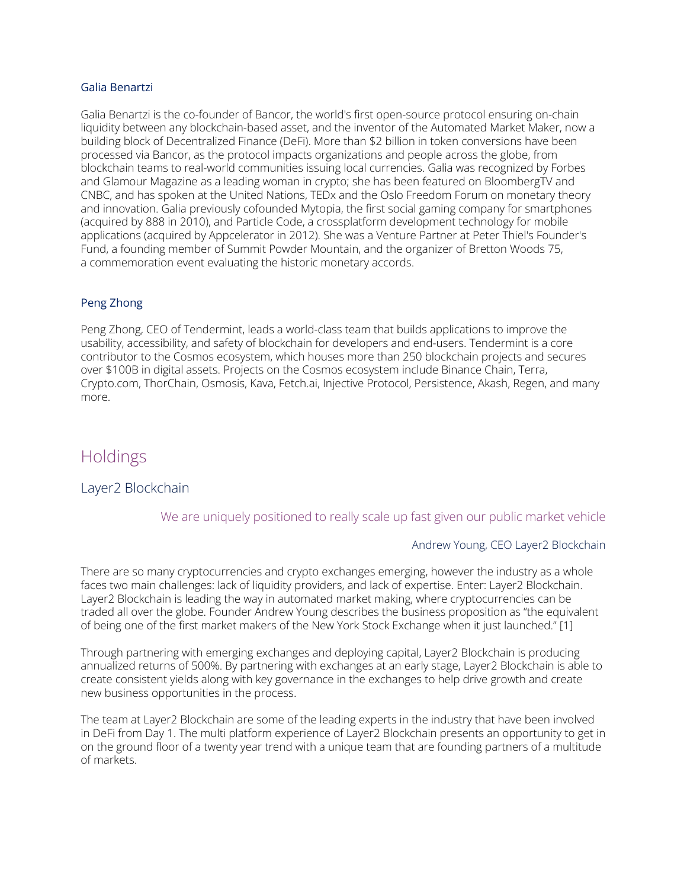### Galia Benartzi

Galia Benartzi is the co-founder of Bancor, the world's first open-source protocol ensuring on-chain liquidity between any blockchain-based asset, and the inventor of the Automated Market Maker, now a building block of Decentralized Finance (DeFi). More than $2 billion in token conversions have been processed via Bancor, as the protocol impacts organizations and people across the globe, from blockchain teams to real-world communities issuing local currencies. Galia was recognized by Forbes and Glamour Magazine as a leading woman in crypto; she has been featured on BloombergTV and CNBC, and has spoken at the United Nations, TEDx and the Oslo Freedom Forum on monetary theory and innovation. Galia previously cofounded Mytopia, the first social gaming company for smartphones (acquired by 888 in 2010), and Particle Code, a crossplatform development technology for mobile applications (acquired by Appcelerator in 2012). She was a Venture Partner at Peter Thiel's Founder's Fund, a founding member of Summit Powder Mountain, and the organizer of Bretton Woods 75, a commemoration event evaluating the historic monetary accords.

### Peng Zhong

Peng Zhong, CEO of Tendermint, leads a world-class team that builds applications to improve the usability, accessibility, and safety of blockchain for developers and end-users. Tendermint is a core contributor to the Cosmos ecosystem, which houses more than 250 blockchain projects and secures over $100B in digital assets. Projects on the Cosmos ecosystem include Binance Chain, Terra, Crypto.com, ThorChain, Osmosis, Kava, Fetch.ai, Injective Protocol, Persistence, Akash, Regen, and many more.

# Holdings

## Layer2 Blockchain

> We are uniquely positioned to really scale up fast given our public market vehicle
>
> Andrew Young, CEO Layer2 Blockchain

There are so many cryptocurrencies and crypto exchanges emerging, however the industry as a whole faces two main challenges: lack of liquidity providers, and lack of expertise. Enter: Layer2 Blockchain. Layer2 Blockchain is leading the way in automated market making, where cryptocurrencies can be traded all over the globe. Founder Andrew Young describes the business proposition as "the equivalent of being one of the first market makers of the New York Stock Exchange when it just launched." [1]

Through partnering with emerging exchanges and deploying capital, Layer2 Blockchain is producing annualized returns of 500%. By partnering with exchanges at an early stage, Layer2 Blockchain is able to create consistent yields along with key governance in the exchanges to help drive growth and create new business opportunities in the process.

The team at Layer2 Blockchain are some of the leading experts in the industry that have been involved in DeFi from Day 1. The multi platform experience of Layer2 Blockchain presents an opportunity to get in on the ground floor of a twenty year trend with a unique team that are founding partners of a multitude of markets.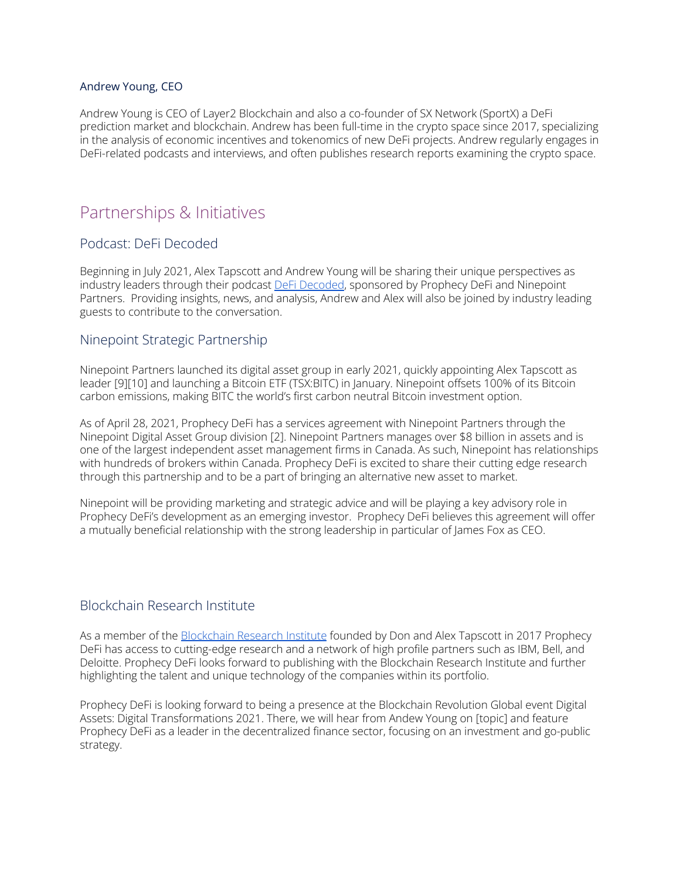### Andrew Young, CEO

Andrew Young is CEO of Layer2 Blockchain and also a co-founder of SX Network (SportX) a DeFi prediction market and blockchain. Andrew has been full-time in the crypto space since 2017, specializing in the analysis of economic incentives and tokenomics of new DeFi projects. Andrew regularly engages in DeFi-related podcasts and interviews, and often publishes research reports examining the crypto space.

## Partnerships & Initiatives

### Podcast: DeFi Decoded

Beginning in July 2021, Alex Tapscott and Andrew Young will be sharing their unique perspectives as industry leaders through their podcast DeFi Decoded, sponsored by Prophecy DeFi and Ninepoint Partners. Providing insights, news, and analysis, Andrew and Alex will also be joined by industry leading guests to contribute to the conversation.

### Ninepoint Strategic Partnership

Ninepoint Partners launched its digital asset group in early 2021, quickly appointing Alex Tapscott as leader [9][10] and launching a Bitcoin ETF (TSX:BITC) in January. Ninepoint offsets 100% of its Bitcoin carbon emissions, making BITC the world's first carbon neutral Bitcoin investment option.

As of April 28, 2021, Prophecy DeFi has a services agreement with Ninepoint Partners through the Ninepoint Digital Asset Group division [2]. Ninepoint Partners manages over $8 billion in assets and is one of the largest independent asset management firms in Canada. As such, Ninepoint has relationships with hundreds of brokers within Canada. Prophecy DeFi is excited to share their cutting edge research through this partnership and to be a part of bringing an alternative new asset to market.

Ninepoint will be providing marketing and strategic advice and will be playing a key advisory role in Prophecy DeFi's development as an emerging investor. Prophecy DeFi believes this agreement will offer a mutually beneficial relationship with the strong leadership in particular of James Fox as CEO.

### Blockchain Research Institute

As a member of the Blockchain Research Institute founded by Don and Alex Tapscott in 2017 Prophecy DeFi has access to cutting-edge research and a network of high profile partners such as IBM, Bell, and Deloitte. Prophecy DeFi looks forward to publishing with the Blockchain Research Institute and further highlighting the talent and unique technology of the companies within its portfolio.

Prophecy DeFi is looking forward to being a presence at the Blockchain Revolution Global event Digital Assets: Digital Transformations 2021. There, we will hear from Andew Young on [topic] and feature Prophecy DeFi as a leader in the decentralized finance sector, focusing on an investment and go-public strategy.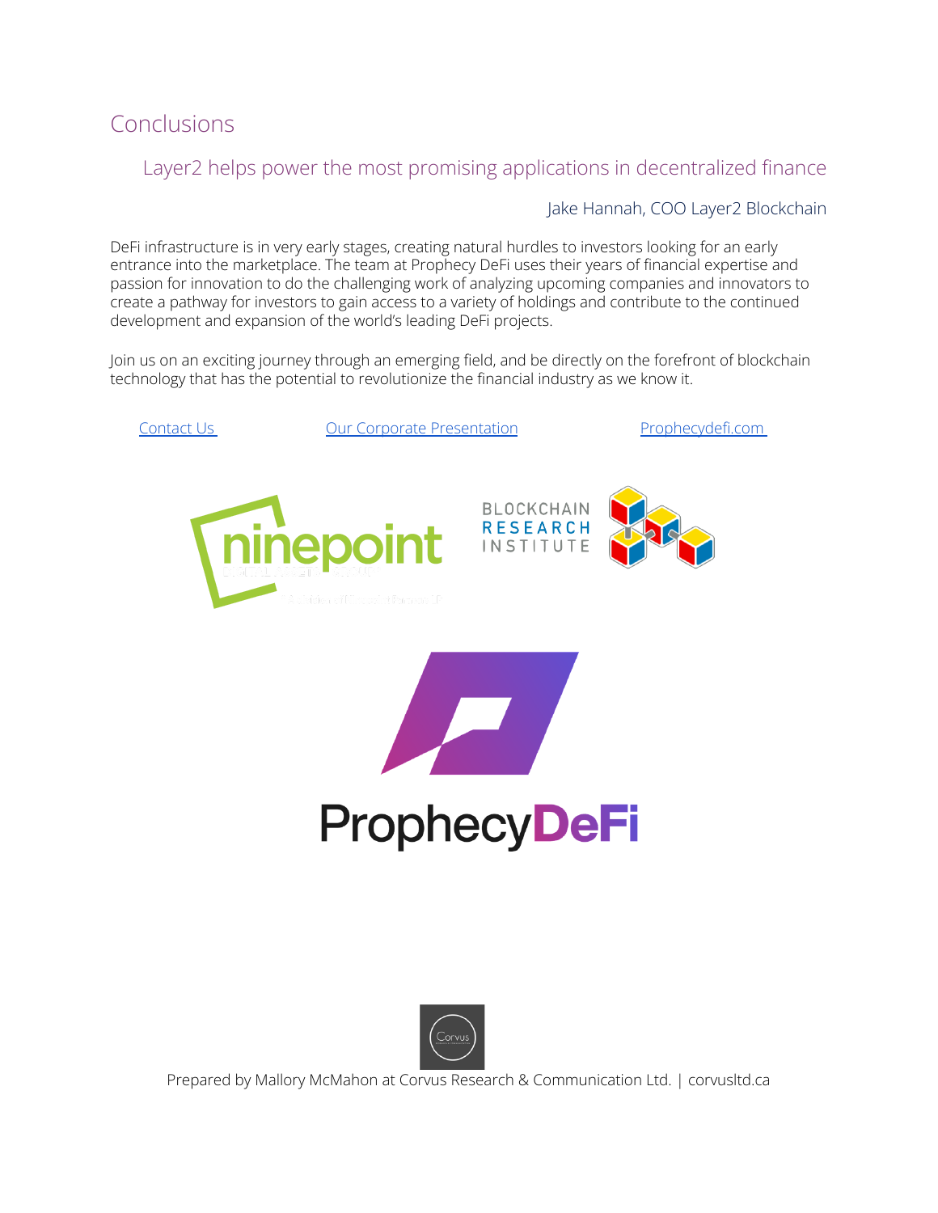## Conclusions

> Layer2 helps power the most promising applications in decentralized finance
>
> Jake Hannah, COO Layer2 Blockchain

DeFi infrastructure is in very early stages, creating natural hurdles to investors looking for an early entrance into the marketplace. The team at Prophecy DeFi uses their years of financial expertise and passion for innovation to do the challenging work of analyzing upcoming companies and innovators to create a pathway for investors to gain access to a variety of holdings and contribute to the continued development and expansion of the world's leading DeFi projects.

Join us on an exciting journey through an emerging field, and be directly on the forefront of blockchain technology that has the potential to revolutionize the financial industry as we know it.

Contact Us | Our Corporate Presentation | Prophecydefi.com

ninepoint

BLOCKCHAIN RESEARCH INSTITUTE

ProphecyDeFi

Prepared by Mallory McMahon at Corvus Research & Communication Ltd. | corvusltd.ca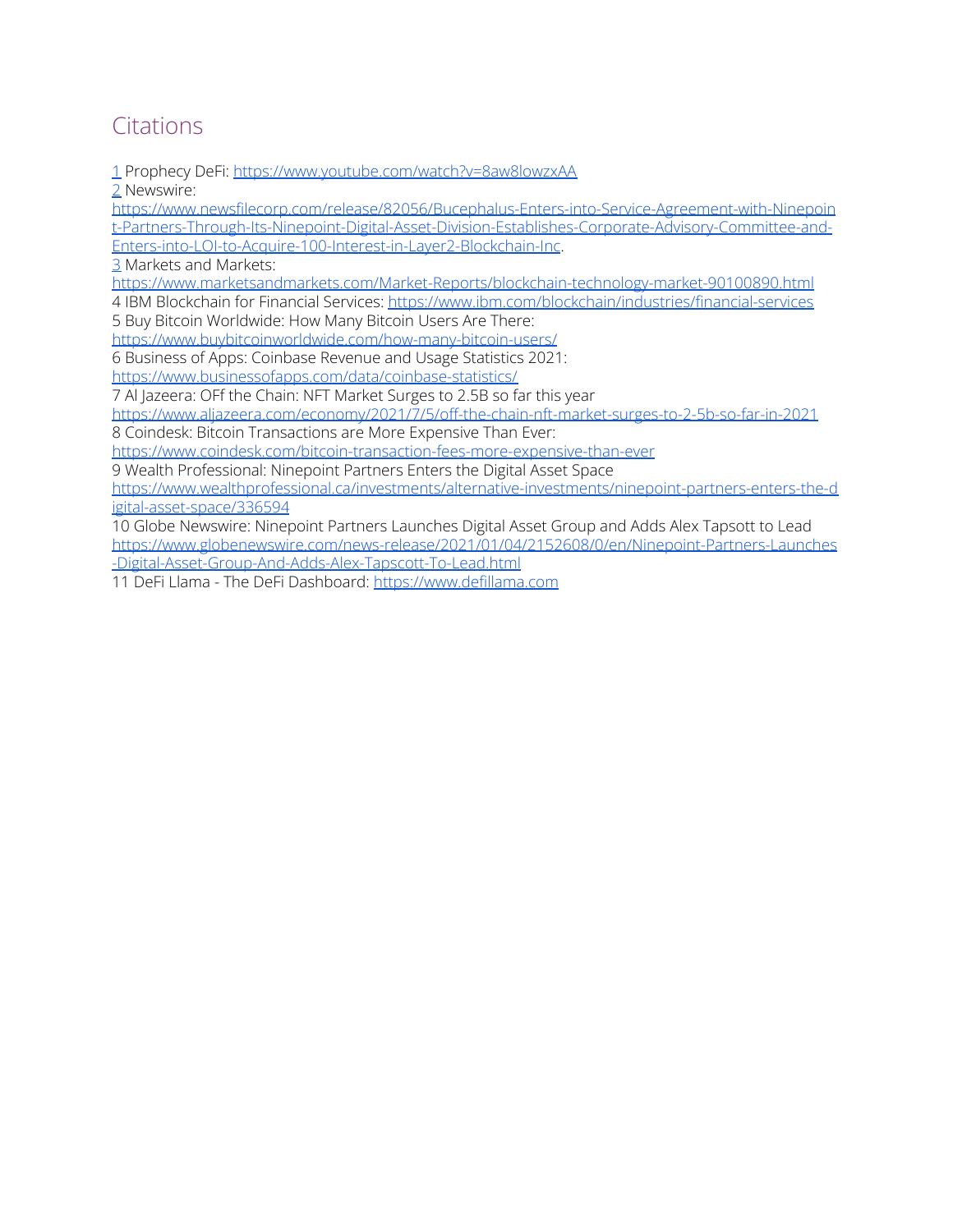## Citations

[1](#) Prophecy DeFi: https://www.youtube.com/watch?v=8aw8lowzxAA

[2](#) Newswire: https://www.newsfilecorp.com/release/82056/Bucephalus-Enters-into-Service-Agreement-with-Ninepoint-Partners-Through-Its-Ninepoint-Digital-Asset-Division-Establishes-Corporate-Advisory-Committee-and-Enters-into-LOI-to-Acquire-100-Interest-in-Layer2-Blockchain-Inc.

[3](#) Markets and Markets: https://www.marketsandmarkets.com/Market-Reports/blockchain-technology-market-90100890.html

4 IBM Blockchain for Financial Services: https://www.ibm.com/blockchain/industries/financial-services

5 Buy Bitcoin Worldwide: How Many Bitcoin Users Are There: https://www.buybitcoinworldwide.com/how-many-bitcoin-users/

6 Business of Apps: Coinbase Revenue and Usage Statistics 2021: https://www.businessofapps.com/data/coinbase-statistics/

7 Al Jazeera: OFf the Chain: NFT Market Surges to 2.5B so far this year https://www.aljazeera.com/economy/2021/7/5/off-the-chain-nft-market-surges-to-2-5b-so-far-in-2021

8 Coindesk: Bitcoin Transactions are More Expensive Than Ever: https://www.coindesk.com/bitcoin-transaction-fees-more-expensive-than-ever

9 Wealth Professional: Ninepoint Partners Enters the Digital Asset Space https://www.wealthprofessional.ca/investments/alternative-investments/ninepoint-partners-enters-the-digital-asset-space/336594

10 Globe Newswire: Ninepoint Partners Launches Digital Asset Group and Adds Alex Tapsott to Lead https://www.globenewswire.com/news-release/2021/01/04/2152608/0/en/Ninepoint-Partners-Launches-Digital-Asset-Group-And-Adds-Alex-Tapscott-To-Lead.html

11 DeFi Llama - The DeFi Dashboard: https://www.defillama.com